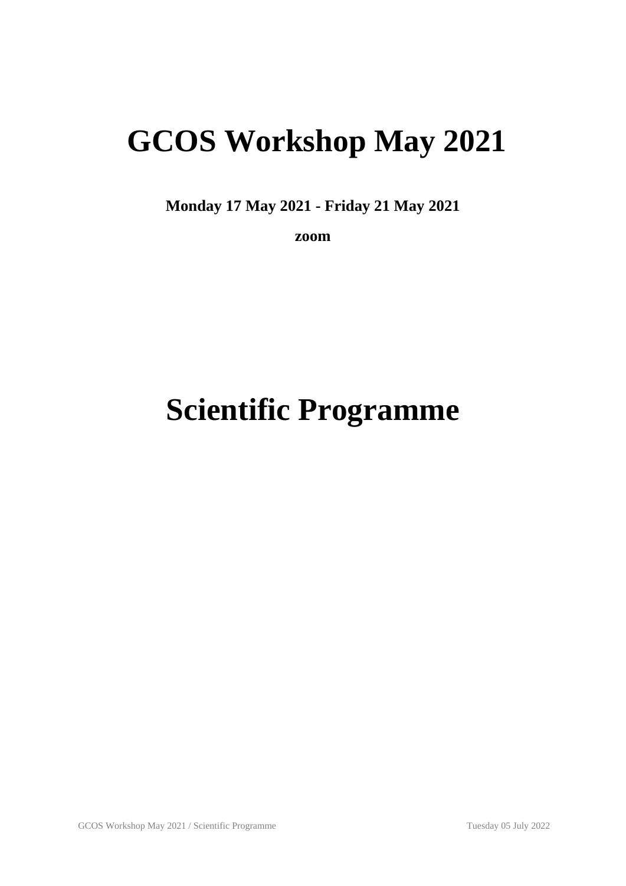# GCOS Workshop May 2021

**Monday 17 May 2021 - Friday 21 May 2021**

**zoom**

# Scientific Programme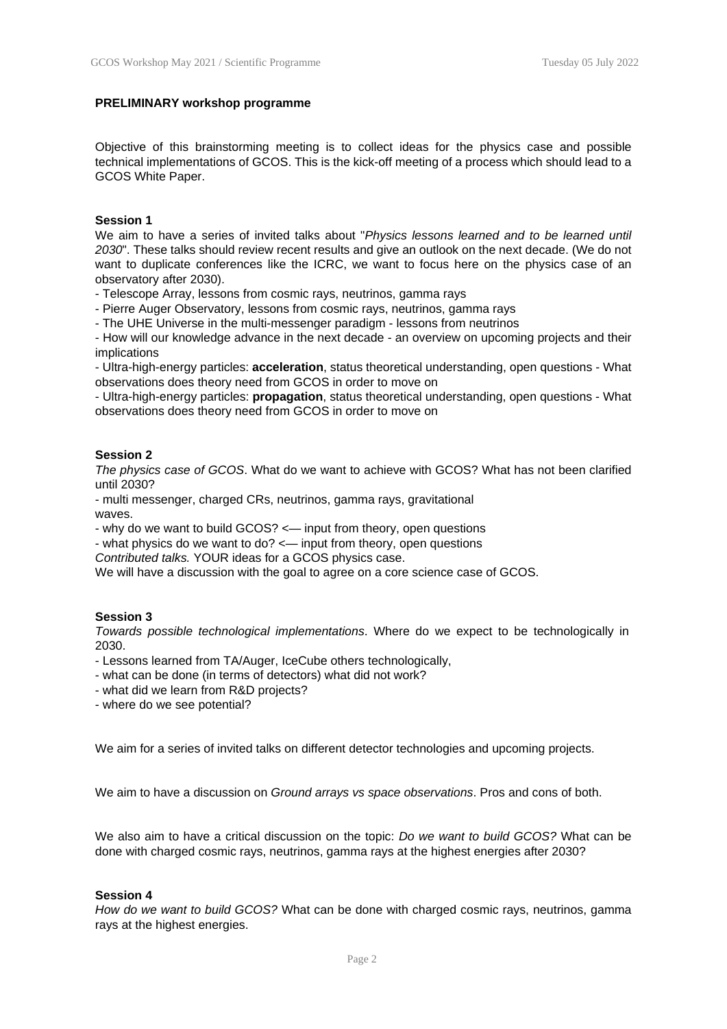**PRELIMINARY workshop programme**

Objective of this brainstorming meeting is to collect ideas for the physics case and possible technical implementations of GCOS. This is the kick-off meeting of a process which should lead to a GCOS White Paper.

**Session 1**

We aim to have a series of invited talks about "*Physics lessons learned and to be learned until 2030*". These talks should review recent results and give an outlook on the next decade. (We do not want to duplicate conferences like the ICRC, we want to focus here on the physics case of an observatory after 2030).

- Telescope Array, lessons from cosmic rays, neutrinos, gamma rays
- Pierre Auger Observatory, lessons from cosmic rays, neutrinos, gamma rays
- The UHE Universe in the multi-messenger paradigm - lessons from neutrinos
- How will our knowledge advance in the next decade - an overview on upcoming projects and their implications
- Ultra-high-energy particles: **acceleration**, status theoretical understanding, open questions - What observations does theory need from GCOS in order to move on
- Ultra-high-energy particles: **propagation**, status theoretical understanding, open questions - What observations does theory need from GCOS in order to move on

**Session 2**

*The physics case of GCOS*. What do we want to achieve with GCOS? What has not been clarified until 2030?

- multi messenger, charged CRs, neutrinos, gamma rays, gravitational waves.
- why do we want to build GCOS? <— input from theory, open questions
- what physics do we want to do? <— input from theory, open questions

*Contributed talks.* YOUR ideas for a GCOS physics case.

We will have a discussion with the goal to agree on a core science case of GCOS.

**Session 3**

*Towards possible technological implementations*. Where do we expect to be technologically in 2030.

- Lessons learned from TA/Auger, IceCube others technologically,
- what can be done (in terms of detectors) what did not work?
- what did we learn from R&D projects?
- where do we see potential?

We aim for a series of invited talks on different detector technologies and upcoming projects.

We aim to have a discussion on *Ground arrays vs space observations*. Pros and cons of both.

We also aim to have a critical discussion on the topic: *Do we want to build GCOS?* What can be done with charged cosmic rays, neutrinos, gamma rays at the highest energies after 2030?

**Session 4**

*How do we want to build GCOS?* What can be done with charged cosmic rays, neutrinos, gamma rays at the highest energies.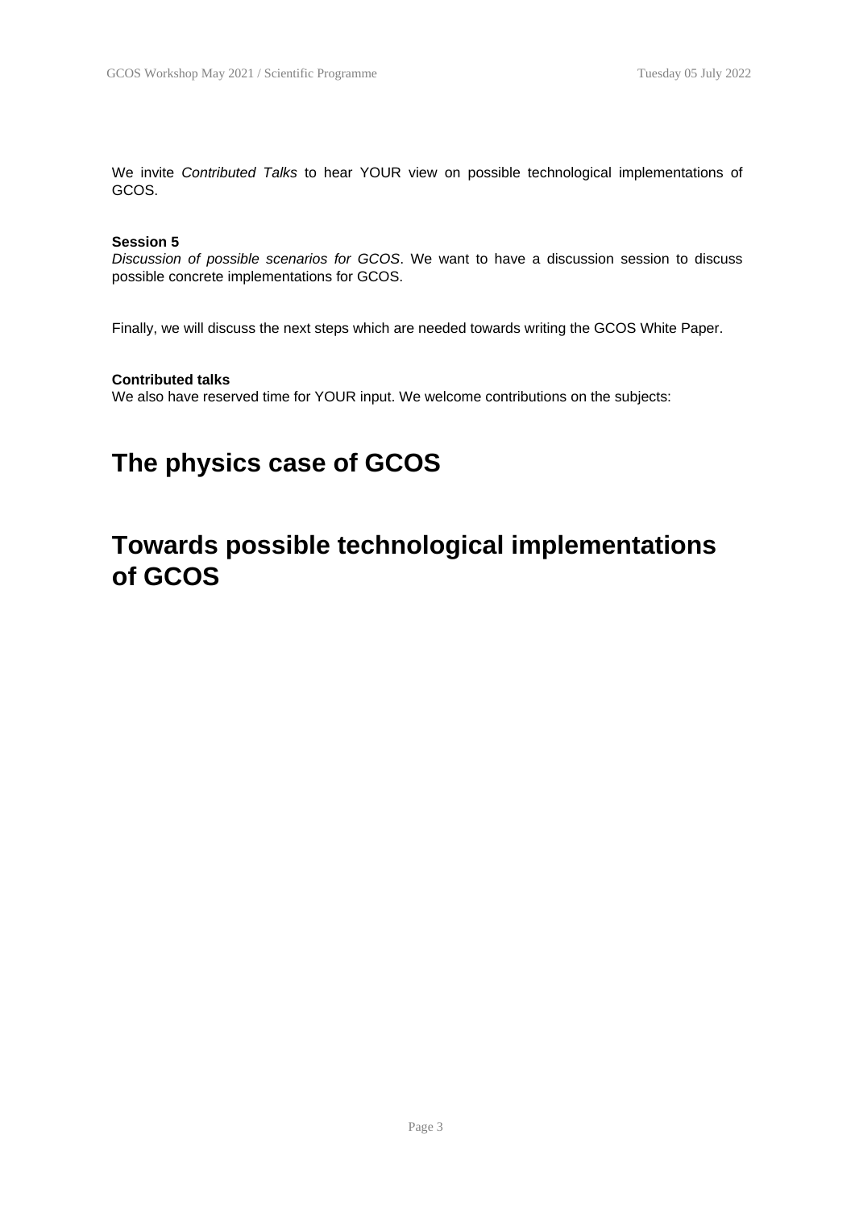We invite *Contributed Talks* to hear YOUR view on possible technological implementations of GCOS.

**Session 5**
*Discussion of possible scenarios for GCOS*. We want to have a discussion session to discuss possible concrete implementations for GCOS.

Finally, we will discuss the next steps which are needed towards writing the GCOS White Paper.

**Contributed talks**
We also have reserved time for YOUR input. We welcome contributions on the subjects:

# The physics case of GCOS

# Towards possible technological implementations of GCOS